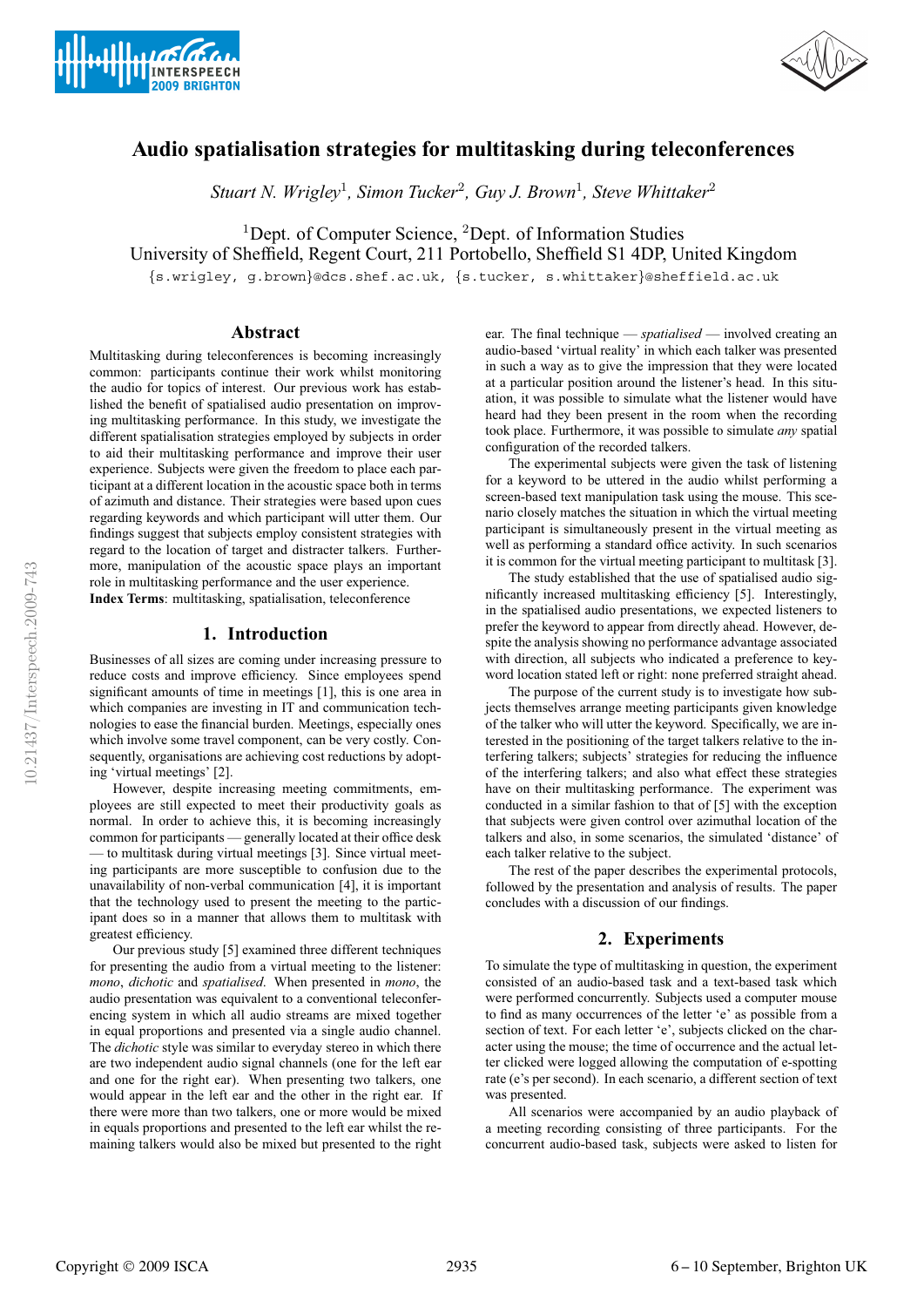# Audio spatialisation strategies for multitasking during teleconferences

*Stuart N. Wrigley*[1], *Simon Tucker*[2], *Guy J. Brown*[1], *Steve Whittaker*[2]

[1]Dept. of Computer Science, [2]Dept. of Information Studies
University of Sheffield, Regent Court, 211 Portobello, Sheffield S1 4DP, United Kingdom

{s.wrigley, g.brown}@dcs.shef.ac.uk, {s.tucker, s.whittaker}@sheffield.ac.uk

## Abstract

Multitasking during teleconferences is becoming increasingly common: participants continue their work whilst monitoring the audio for topics of interest. Our previous work has established the benefit of spatialised audio presentation on improving multitasking performance. In this study, we investigate the different spatialisation strategies employed by subjects in order to aid their multitasking performance and improve their user experience. Subjects were given the freedom to place each participant at a different location in the acoustic space both in terms of azimuth and distance. Their strategies were based upon cues regarding keywords and which participant will utter them. Our findings suggest that subjects employ consistent strategies with regard to the location of target and distracter talkers. Furthermore, manipulation of the acoustic space plays an important role in multitasking performance and the user experience.

**Index Terms**: multitasking, spatialisation, teleconference

## 1. Introduction

Businesses of all sizes are coming under increasing pressure to reduce costs and improve efficiency. Since employees spend significant amounts of time in meetings [1], this is one area in which companies are investing in IT and communication technologies to ease the financial burden. Meetings, especially ones which involve some travel component, can be very costly. Consequently, organisations are achieving cost reductions by adopting 'virtual meetings' [2].

However, despite increasing meeting commitments, employees are still expected to meet their productivity goals as normal. In order to achieve this, it is becoming increasingly common for participants — generally located at their office desk — to multitask during virtual meetings [3]. Since virtual meeting participants are more susceptible to confusion due to the unavailability of non-verbal communication [4], it is important that the technology used to present the meeting to the participant does so in a manner that allows them to multitask with greatest efficiency.

Our previous study [5] examined three different techniques for presenting the audio from a virtual meeting to the listener: *mono*, *dichotic* and *spatialised*. When presented in *mono*, the audio presentation was equivalent to a conventional teleconferencing system in which all audio streams are mixed together in equal proportions and presented via a single audio channel. The *dichotic* style was similar to everyday stereo in which there are two independent audio signal channels (one for the left ear and one for the right ear). When presenting two talkers, one would appear in the left ear and the other in the right ear. If there were more than two talkers, one or more would be mixed in equals proportions and presented to the left ear whilst the remaining talkers would also be mixed but presented to the right ear. The final technique — *spatialised* — involved creating an audio-based 'virtual reality' in which each talker was presented in such a way as to give the impression that they were located at a particular position around the listener's head. In this situation, it was possible to simulate what the listener would have heard had they been present in the room when the recording took place. Furthermore, it was possible to simulate *any* spatial configuration of the recorded talkers.

The experimental subjects were given the task of listening for a keyword to be uttered in the audio whilst performing a screen-based text manipulation task using the mouse. This scenario closely matches the situation in which the virtual meeting participant is simultaneously present in the virtual meeting as well as performing a standard office activity. In such scenarios it is common for the virtual meeting participant to multitask [3].

The study established that the use of spatialised audio significantly increased multitasking efficiency [5]. Interestingly, in the spatialised audio presentations, we expected listeners to prefer the keyword to appear from directly ahead. However, despite the analysis showing no performance advantage associated with direction, all subjects who indicated a preference to keyword location stated left or right: none preferred straight ahead.

The purpose of the current study is to investigate how subjects themselves arrange meeting participants given knowledge of the talker who will utter the keyword. Specifically, we are interested in the positioning of the target talkers relative to the interfering talkers; subjects' strategies for reducing the influence of the interfering talkers; and also what effect these strategies have on their multitasking performance. The experiment was conducted in a similar fashion to that of [5] with the exception that subjects were given control over azimuthal location of the talkers and also, in some scenarios, the simulated 'distance' of each talker relative to the subject.

The rest of the paper describes the experimental protocols, followed by the presentation and analysis of results. The paper concludes with a discussion of our findings.

## 2. Experiments

To simulate the type of multitasking in question, the experiment consisted of an audio-based task and a text-based task which were performed concurrently. Subjects used a computer mouse to find as many occurrences of the letter 'e' as possible from a section of text. For each letter 'e', subjects clicked on the character using the mouse; the time of occurrence and the actual letter clicked were logged allowing the computation of e-spotting rate (e's per second). In each scenario, a different section of text was presented.

All scenarios were accompanied by an audio playback of a meeting recording consisting of three participants. For the concurrent audio-based task, subjects were asked to listen for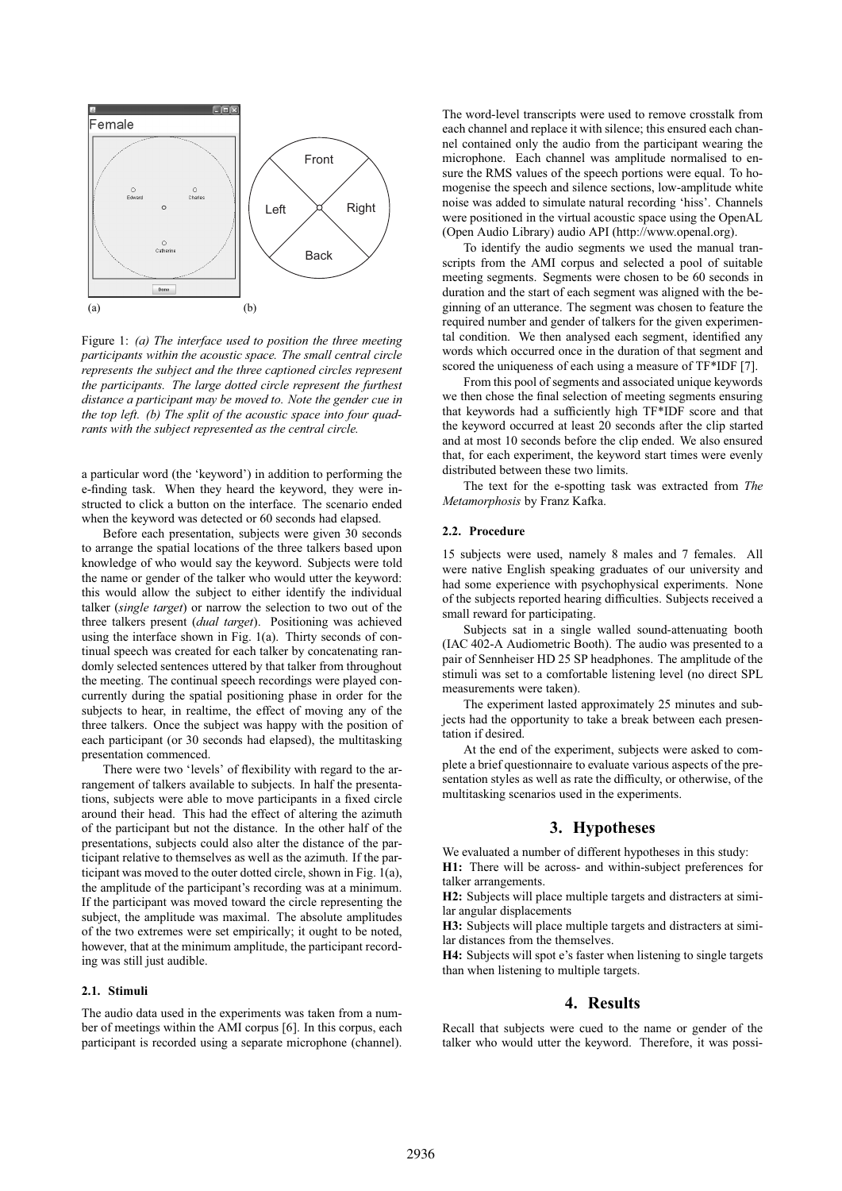Figure 1: *(a) The interface used to position the three meeting participants within the acoustic space. The small central circle represents the subject and the three captioned circles represent the participants. The large dotted circle represent the furthest distance a participant may be moved to. Note the gender cue in the top left. (b) The split of the acoustic space into four quadrants with the subject represented as the central circle.*

a particular word (the 'keyword') in addition to performing the e-finding task. When they heard the keyword, they were instructed to click a button on the interface. The scenario ended when the keyword was detected or 60 seconds had elapsed.

Before each presentation, subjects were given 30 seconds to arrange the spatial locations of the three talkers based upon knowledge of who would say the keyword. Subjects were told the name or gender of the talker who would utter the keyword: this would allow the subject to either identify the individual talker (*single target*) or narrow the selection to two out of the three talkers present (*dual target*). Positioning was achieved using the interface shown in Fig. 1(a). Thirty seconds of continual speech was created for each talker by concatenating randomly selected sentences uttered by that talker from throughout the meeting. The continual speech recordings were played concurrently during the spatial positioning phase in order for the subjects to hear, in realtime, the effect of moving any of the three talkers. Once the subject was happy with the position of each participant (or 30 seconds had elapsed), the multitasking presentation commenced.

There were two 'levels' of flexibility with regard to the arrangement of talkers available to subjects. In half the presentations, subjects were able to move participants in a fixed circle around their head. This had the effect of altering the azimuth of the participant but not the distance. In the other half of the presentations, subjects could also alter the distance of the participant relative to themselves as well as the azimuth. If the participant was moved to the outer dotted circle, shown in Fig. 1(a), the amplitude of the participant's recording was at a minimum. If the participant was moved toward the circle representing the subject, the amplitude was maximal. The absolute amplitudes of the two extremes were set empirically; it ought to be noted, however, that at the minimum amplitude, the participant recording was still just audible.

### 2.1. Stimuli

The audio data used in the experiments was taken from a number of meetings within the AMI corpus [6]. In this corpus, each participant is recorded using a separate microphone (channel). The word-level transcripts were used to remove crosstalk from each channel and replace it with silence; this ensured each channel contained only the audio from the participant wearing the microphone. Each channel was amplitude normalised to ensure the RMS values of the speech portions were equal. To homogenise the speech and silence sections, low-amplitude white noise was added to simulate natural recording 'hiss'. Channels were positioned in the virtual acoustic space using the OpenAL (Open Audio Library) audio API (http://www.openal.org).

To identify the audio segments we used the manual transcripts from the AMI corpus and selected a pool of suitable meeting segments. Segments were chosen to be 60 seconds in duration and the start of each segment was aligned with the beginning of an utterance. The segment was chosen to feature the required number and gender of talkers for the given experimental condition. We then analysed each segment, identified any words which occurred once in the duration of that segment and scored the uniqueness of each using a measure of TF*IDF [7].

From this pool of segments and associated unique keywords we then chose the final selection of meeting segments ensuring that keywords had a sufficiently high TF*IDF score and that the keyword occurred at least 20 seconds after the clip started and at most 10 seconds before the clip ended. We also ensured that, for each experiment, the keyword start times were evenly distributed between these two limits.

The text for the e-spotting task was extracted from *The Metamorphosis* by Franz Kafka.

### 2.2. Procedure

15 subjects were used, namely 8 males and 7 females. All were native English speaking graduates of our university and had some experience with psychophysical experiments. None of the subjects reported hearing difficulties. Subjects received a small reward for participating.

Subjects sat in a single walled sound-attenuating booth (IAC 402-A Audiometric Booth). The audio was presented to a pair of Sennheiser HD 25 SP headphones. The amplitude of the stimuli was set to a comfortable listening level (no direct SPL measurements were taken).

The experiment lasted approximately 25 minutes and subjects had the opportunity to take a break between each presentation if desired.

At the end of the experiment, subjects were asked to complete a brief questionnaire to evaluate various aspects of the presentation styles as well as rate the difficulty, or otherwise, of the multitasking scenarios used in the experiments.

## 3. Hypotheses

We evaluated a number of different hypotheses in this study:

**H1:** There will be across- and within-subject preferences for talker arrangements.

**H2:** Subjects will place multiple targets and distracters at similar angular displacements

**H3:** Subjects will place multiple targets and distracters at similar distances from the themselves.

**H4:** Subjects will spot e's faster when listening to single targets than when listening to multiple targets.

## 4. Results

Recall that subjects were cued to the name or gender of the talker who would utter the keyword. Therefore, it was possi-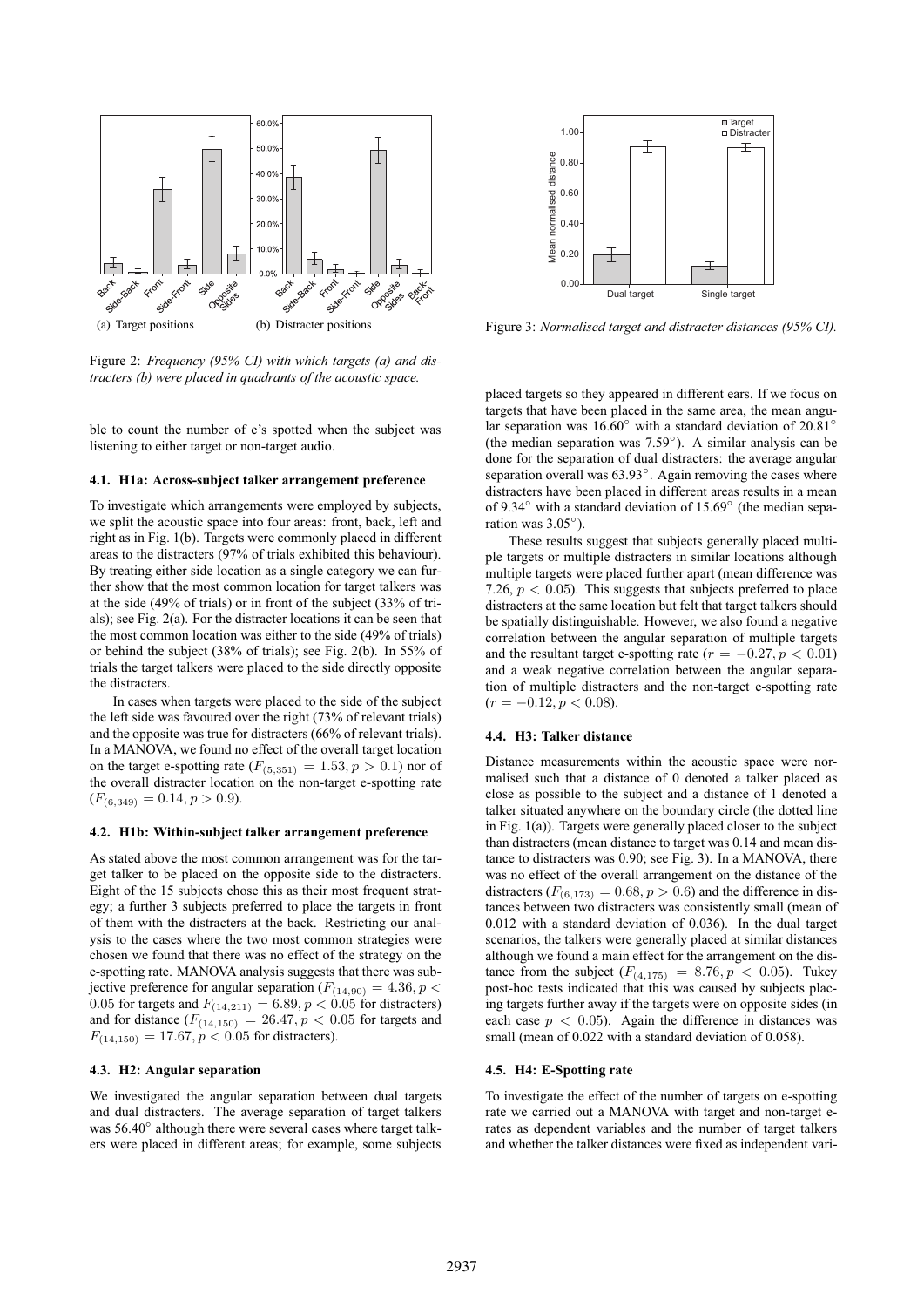Figure 2: *Frequency (95% CI) with which targets (a) and distracters (b) were placed in quadrants of the acoustic space.*

(a) Target positions (b) Distracter positions

Figure 3: *Normalised target and distracter distances (95% CI).*

ble to count the number of e's spotted when the subject was listening to either target or non-target audio.

### 4.1. H1a: Across-subject talker arrangement preference

To investigate which arrangements were employed by subjects, we split the acoustic space into four areas: front, back, left and right as in Fig. 1(b). Targets were commonly placed in different areas to the distracters (97% of trials exhibited this behaviour). By treating either side location as a single category we can further show that the most common location for target talkers was at the side (49% of trials) or in front of the subject (33% of trials); see Fig. 2(a). For the distracter locations it can be seen that the most common location was either to the side (49% of trials) or behind the subject (38% of trials); see Fig. 2(b). In 55% of trials the target talkers were placed to the side directly opposite the distracters.

In cases when targets were placed to the side of the subject the left side was favoured over the right (73% of relevant trials) and the opposite was true for distracters (66% of relevant trials). In a MANOVA, we found no effect of the overall target location on the target e-spotting rate ($F_{(5,351)} = 1.53, p > 0.1$) nor of the overall distracter location on the non-target e-spotting rate ($F_{(6,349)} = 0.14, p > 0.9$).

### 4.2. H1b: Within-subject talker arrangement preference

As stated above the most common arrangement was for the target talker to be placed on the opposite side to the distracters. Eight of the 15 subjects chose this as their most frequent strategy; a further 3 subjects preferred to place the targets in front of them with the distracters at the back. Restricting our analysis to the cases where the two most common strategies were chosen we found that there was no effect of the strategy on the e-spotting rate. MANOVA analysis suggests that there was subjective preference for angular separation ($F_{(14,90)} = 4.36, p < 0.05$ for targets and $F_{(14,211)} = 6.89, p < 0.05$ for distracters) and for distance ($F_{(14,150)} = 26.47, p < 0.05$ for targets and $F_{(14,150)} = 17.67, p < 0.05$ for distracters).

### 4.3. H2: Angular separation

We investigated the angular separation between dual targets and dual distracters. The average separation of target talkers was 56.40° although there were several cases where target talkers were placed in different areas; for example, some subjects placed targets so they appeared in different ears. If we focus on targets that have been placed in the same area, the mean angular separation was 16.60° with a standard deviation of 20.81° (the median separation was 7.59°). A similar analysis can be done for the separation of dual distracters: the average angular separation overall was 63.93°. Again removing the cases where distracters have been placed in different areas results in a mean of 9.34° with a standard deviation of 15.69° (the median separation was 3.05°).

These results suggest that subjects generally placed multiple targets or multiple distracters in similar locations although multiple targets were placed further apart (mean difference was 7.26, $p < 0.05$). This suggests that subjects preferred to place distracters at the same location but felt that target talkers should be spatially distinguishable. However, we also found a negative correlation between the angular separation of multiple targets and the resultant target e-spotting rate ($r = -0.27, p < 0.01$) and a weak negative correlation between the angular separation of multiple distracters and the non-target e-spotting rate ($r = -0.12, p < 0.08$).

### 4.4. H3: Talker distance

Distance measurements within the acoustic space were normalised such that a distance of 0 denoted a talker placed as close as possible to the subject and a distance of 1 denoted a talker situated anywhere on the boundary circle (the dotted line in Fig. 1(a)). Targets were generally placed closer to the subject than distracters (mean distance to target was 0.14 and mean distance to distracters was 0.90; see Fig. 3). In a MANOVA, there was no effect of the overall arrangement on the distance of the distracters ($F_{(6,173)} = 0.68, p > 0.6$) and the difference in distances between two distracters was consistently small (mean of 0.012 with a standard deviation of 0.036). In the dual target scenarios, the talkers were generally placed at similar distances although we found a main effect for the arrangement on the distance from the subject ($F_{(4,175)} = 8.76, p < 0.05$). Tukey post-hoc tests indicated that this was caused by subjects placing targets further away if the targets were on opposite sides (in each case $p < 0.05$). Again the difference in distances was small (mean of 0.022 with a standard deviation of 0.058).

### 4.5. H4: E-Spotting rate

To investigate the effect of the number of targets on e-spotting rate we carried out a MANOVA with target and non-target e-rates as dependent variables and the number of target talkers and whether the talker distances were fixed as independent vari-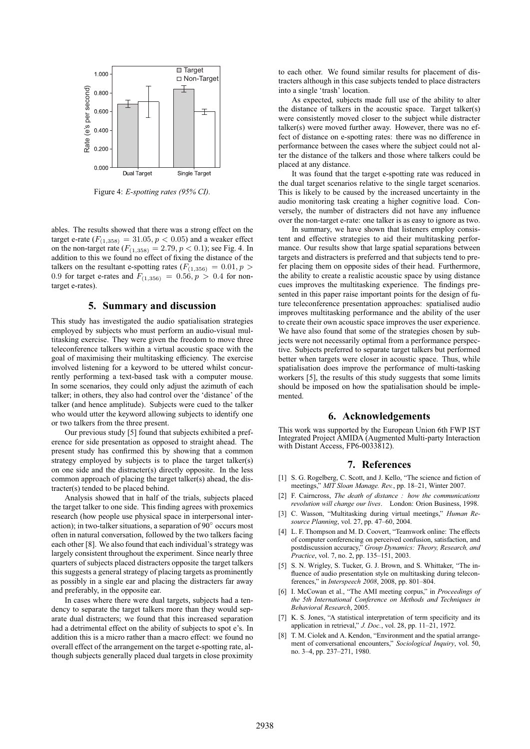1.000
0.800
0.600
0.400
0.200
0.000
Rate (e's per second)
Target
Non-Target
Dual Target
Single Target

Figure 4: *E-spotting rates (95% CI).*

ables. The results showed that there was a strong effect on the target e-rate ($F_{(1,358)} = 31.05, p < 0.05$) and a weaker effect on the non-target rate ($F_{(1,358)} = 2.79, p < 0.1$); see Fig. 4. In addition to this we found no effect of fixing the distance of the talkers on the resultant e-spotting rates ($F_{(1,356)} = 0.01, p > 0.9$ for target e-rates and $F_{(1,356)} = 0.56, p > 0.4$ for non-target e-rates).

## 5. Summary and discussion

This study has investigated the audio spatialisation strategies employed by subjects who must perform an audio-visual multitasking exercise. They were given the freedom to move three teleconference talkers within a virtual acoustic space with the goal of maximising their multitasking efficiency. The exercise involved listening for a keyword to be uttered whilst concurrently performing a text-based task with a computer mouse. In some scenarios, they could only adjust the azimuth of each talker; in others, they also had control over the 'distance' of the talker (and hence amplitude). Subjects were cued to the talker who would utter the keyword allowing subjects to identify one or two talkers from the three present.

Our previous study [5] found that subjects exhibited a preference for side presentation as opposed to straight ahead. The present study has confirmed this by showing that a common strategy employed by subjects is to place the target talker(s) on one side and the distracter(s) directly opposite. In the less common approach of placing the target talker(s) ahead, the distracter(s) tended to be placed behind.

Analysis showed that in half of the trials, subjects placed the target talker to one side. This finding agrees with proxemics research (how people use physical space in interpersonal interaction); in two-talker situations, a separation of 90° occurs most often in natural conversation, followed by the two talkers facing each other [8]. We also found that each individual's strategy was largely consistent throughout the experiment. Since nearly three quarters of subjects placed distracters opposite the target talkers this suggests a general strategy of placing targets as prominently as possibly in a single ear and placing the distracters far away and preferably, in the opposite ear.

In cases where there were dual targets, subjects had a tendency to separate the target talkers more than they would separate dual distracters; we found that this increased separation had a detrimental effect on the ability of subjects to spot e's. In addition this is a micro rather than a macro effect: we found no overall effect of the arrangement on the target e-spotting rate, although subjects generally placed dual targets in close proximity to each other. We found similar results for placement of distracters although in this case subjects tended to place distracters into a single 'trash' location.

As expected, subjects made full use of the ability to alter the distance of talkers in the acoustic space. Target talker(s) were consistently moved closer to the subject while distracter talker(s) were moved further away. However, there was no effect of distance on e-spotting rates: there was no difference in performance between the cases where the subject could not alter the distance of the talkers and those where talkers could be placed at any distance.

It was found that the target e-spotting rate was reduced in the dual target scenarios relative to the single target scenarios. This is likely to be caused by the increased uncertainty in the audio monitoring task creating a higher cognitive load. Conversely, the number of distracters did not have any influence over the non-target e-rate: one talker is as easy to ignore as two.

In summary, we have shown that listeners employ consistent and effective strategies to aid their multitasking performance. Our results show that large spatial separations between targets and distracters is preferred and that subjects tend to prefer placing them on opposite sides of their head. Furthermore, the ability to create a realistic acoustic space by using distance cues improves the multitasking experience. The findings presented in this paper raise important points for the design of future teleconference presentation approaches: spatialised audio improves multitasking performance and the ability of the user to create their own acoustic space improves the user experience. We have also found that some of the strategies chosen by subjects were not necessarily optimal from a performance perspective. Subjects preferred to separate target talkers but performed better when targets were closer in acoustic space. Thus, while spatialisation does improve the performance of multi-tasking workers [5], the results of this study suggests that some limits should be imposed on how the spatialisation should be implemented.

## 6. Acknowledgements

This work was supported by the European Union 6th FWP IST Integrated Project AMIDA (Augmented Multi-party Interaction with Distant Access, FP6-0033812).

## 7. References

[1] S. G. Rogelberg, C. Scott, and J. Kello, "The science and fiction of meetings," *MIT Sloan Manage. Rev.*, pp. 18–21, Winter 2007.

[2] F. Cairncross, *The death of distance : how the communications revolution will change our lives*. London: Orion Business, 1998.

[3] C. Wasson, "Multitasking during virtual meetings," *Human Resource Planning*, vol. 27, pp. 47–60, 2004.

[4] L. F. Thompson and M. D. Coovert, "Teamwork online: The effects of computer conferencing on perceived confusion, satisfaction, and postdiscussion accuracy," *Group Dynamics: Theory, Research, and Practice*, vol. 7, no. 2, pp. 135–151, 2003.

[5] S. N. Wrigley, S. Tucker, G. J. Brown, and S. Whittaker, "The influence of audio presentation style on multitasking during teleconferences," in *Interspeech 2008*, 2008, pp. 801–804.

[6] I. McCowan et al., "The AMI meeting corpus," in *Proceedings of the 5th International Conference on Methods and Techniques in Behavioral Research*, 2005.

[7] K. S. Jones, "A statistical interpretation of term specificity and its application in retrieval," *J. Doc.*, vol. 28, pp. 11–21, 1972.

[8] T. M. Ciolek and A. Kendon, "Environment and the spatial arrangement of conversational encounters," *Sociological Inquiry*, vol. 50, no. 3–4, pp. 237–271, 1980.